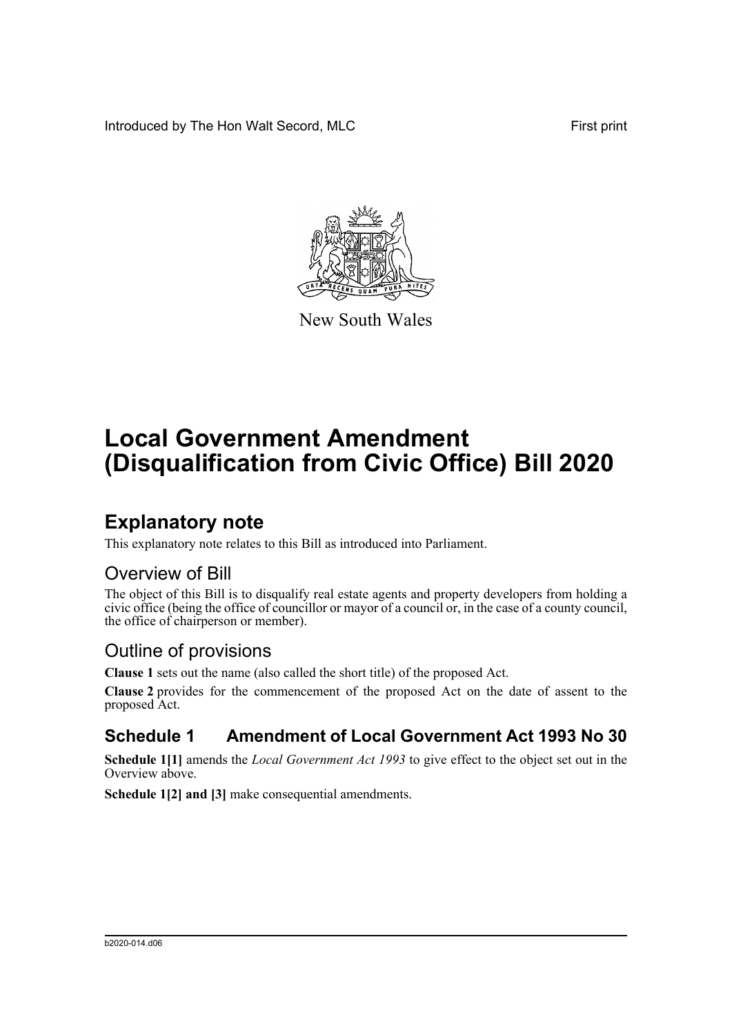Introduced by The Hon Walt Secord, MLC

First print

New South Wales

# Local Government Amendment (Disqualification from Civic Office) Bill 2020

## Explanatory note

This explanatory note relates to this Bill as introduced into Parliament.

### Overview of Bill

The object of this Bill is to disqualify real estate agents and property developers from holding a civic office (being the office of councillor or mayor of a council or, in the case of a county council, the office of chairperson or member).

### Outline of provisions

**Clause 1** sets out the name (also called the short title) of the proposed Act.

**Clause 2** provides for the commencement of the proposed Act on the date of assent to the proposed Act.

## Schedule 1 Amendment of Local Government Act 1993 No 30

**Schedule 1[1]** amends the *Local Government Act 1993* to give effect to the object set out in the Overview above.

**Schedule 1[2] and [3]** make consequential amendments.

b2020-014.d06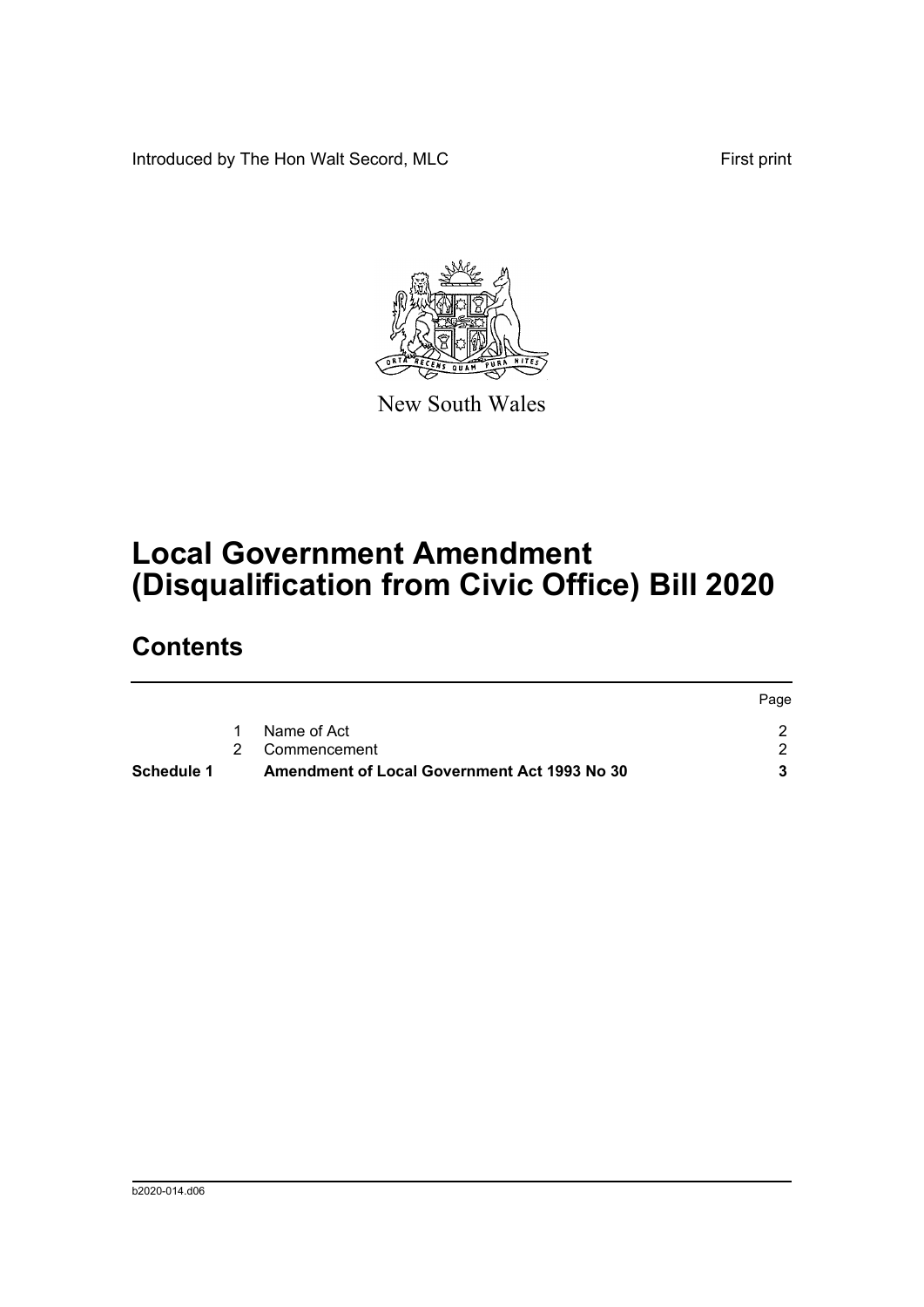Introduced by The Hon Walt Secord, MLC

First print

New South Wales

# Local Government Amendment (Disqualification from Civic Office) Bill 2020

## Contents

| | | | Page |
|---|---|---|---|
| | 1 | Name of Act | 2 |
| | 2 | Commencement | 2 |
| **Schedule 1** | | **Amendment of Local Government Act 1993 No 30** | **3** |

b2020-014.d06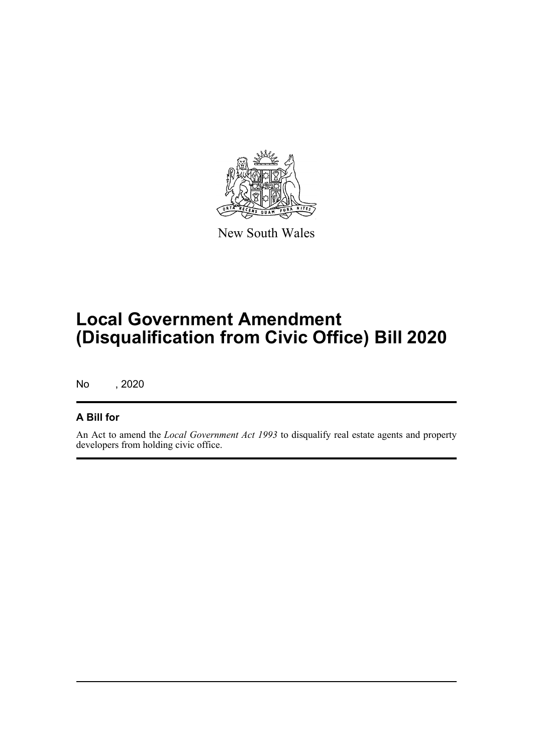New South Wales

# Local Government Amendment (Disqualification from Civic Office) Bill 2020

No , 2020

## A Bill for

An Act to amend the *Local Government Act 1993* to disqualify real estate agents and property developers from holding civic office.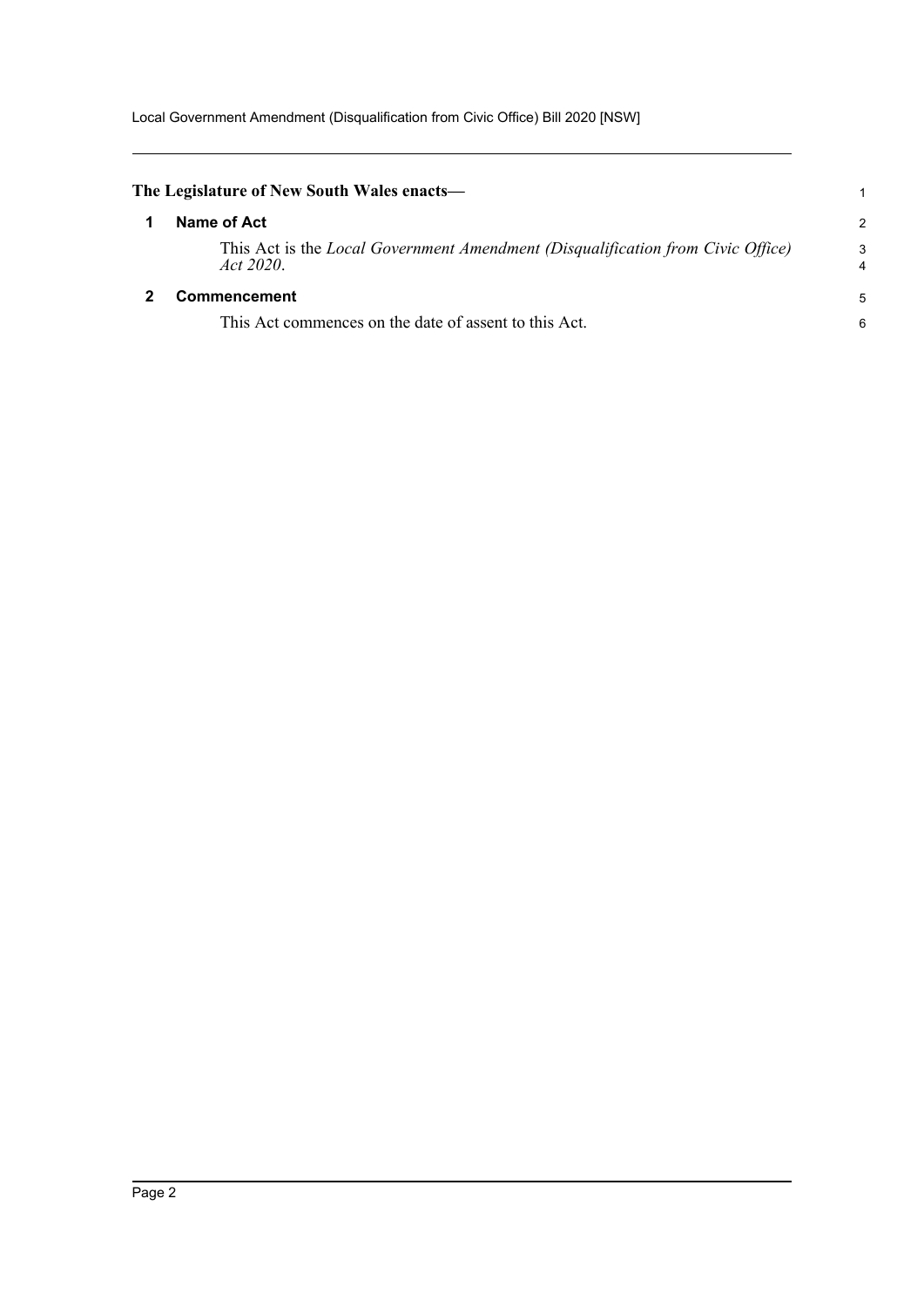**The Legislature of New South Wales enacts—**

## 1 Name of Act

This Act is the *Local Government Amendment (Disqualification from Civic Office) Act 2020*.

## 2 Commencement

This Act commences on the date of assent to this Act.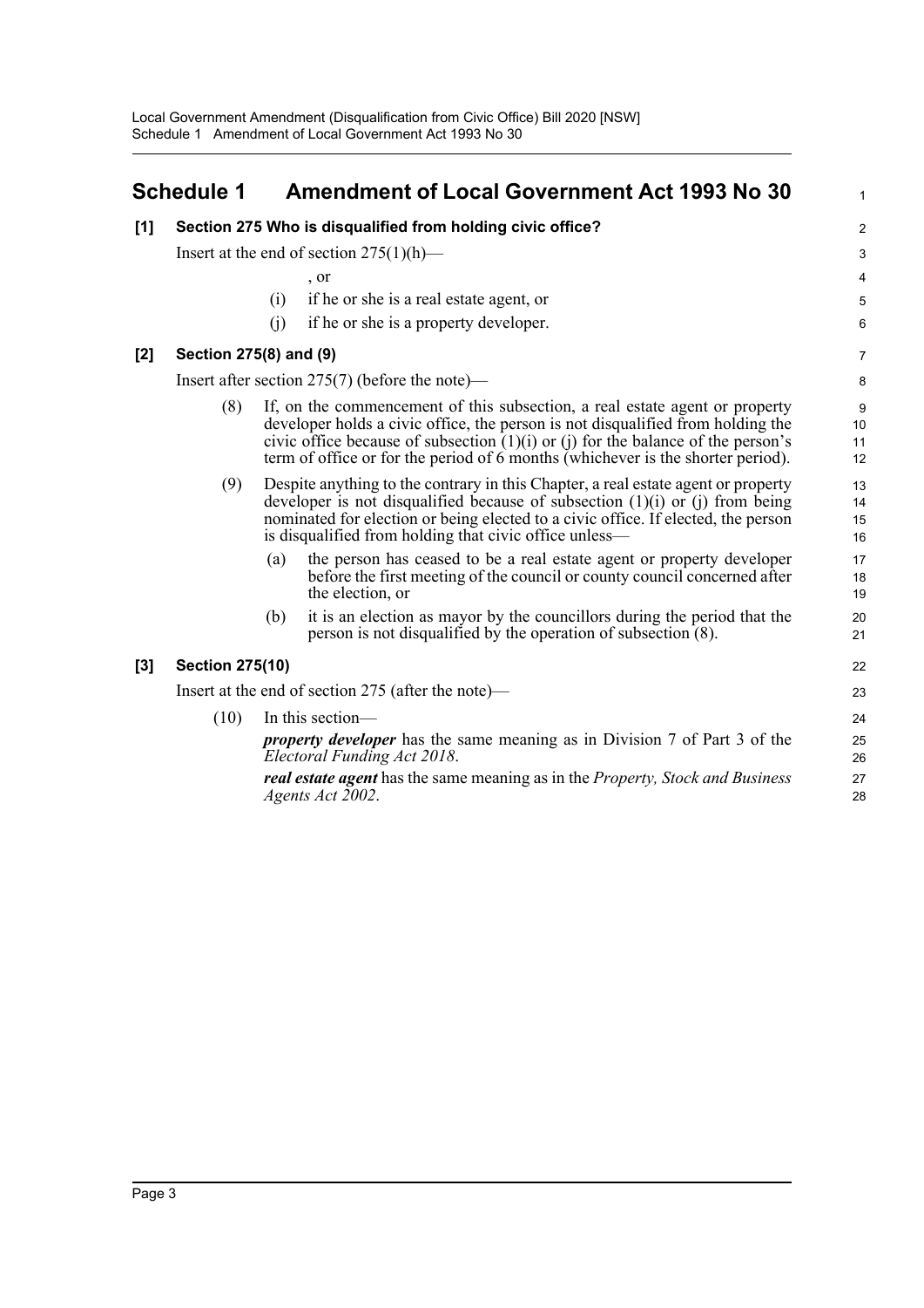## Schedule 1 Amendment of Local Government Act 1993 No 30

### [1] Section 275 Who is disqualified from holding civic office?

Insert at the end of section 275(1)(h)—

, or

(i) if he or she is a real estate agent, or

(j) if he or she is a property developer.

### [2] Section 275(8) and (9)

Insert after section 275(7) (before the note)—

(8) If, on the commencement of this subsection, a real estate agent or property developer holds a civic office, the person is not disqualified from holding the civic office because of subsection (1)(i) or (j) for the balance of the person's term of office or for the period of 6 months (whichever is the shorter period).

(9) Despite anything to the contrary in this Chapter, a real estate agent or property developer is not disqualified because of subsection (1)(i) or (j) from being nominated for election or being elected to a civic office. If elected, the person is disqualified from holding that civic office unless—

(a) the person has ceased to be a real estate agent or property developer before the first meeting of the council or county council concerned after the election, or

(b) it is an election as mayor by the councillors during the period that the person is not disqualified by the operation of subsection (8).

### [3] Section 275(10)

Insert at the end of section 275 (after the note)—

(10) In this section—

***property developer*** has the same meaning as in Division 7 of Part 3 of the *Electoral Funding Act 2018*.

***real estate agent*** has the same meaning as in the *Property, Stock and Business Agents Act 2002*.